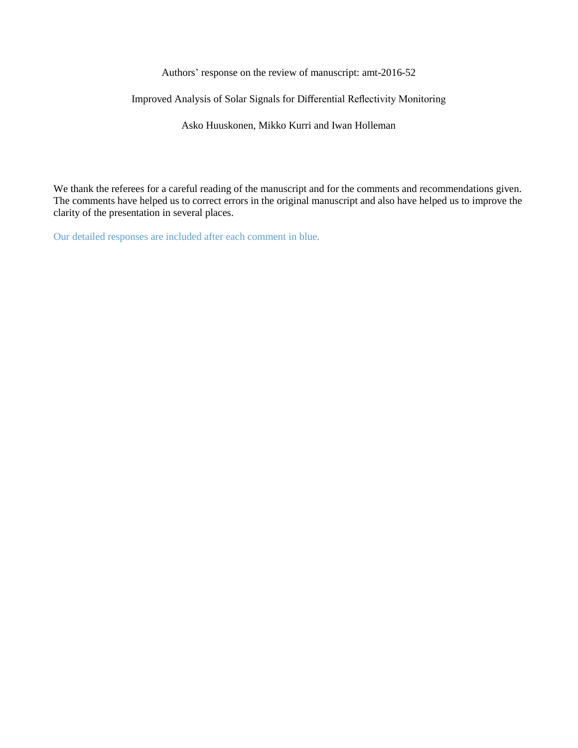Authors' response on the review of manuscript: amt-2016-52

Improved Analysis of Solar Signals for Differential Reflectivity Monitoring

Asko Huuskonen, Mikko Kurri and Iwan Holleman

We thank the referees for a careful reading of the manuscript and for the comments and recommendations given. The comments have helped us to correct errors in the original manuscript and also have helped us to improve the clarity of the presentation in several places.

Our detailed responses are included after each comment in blue.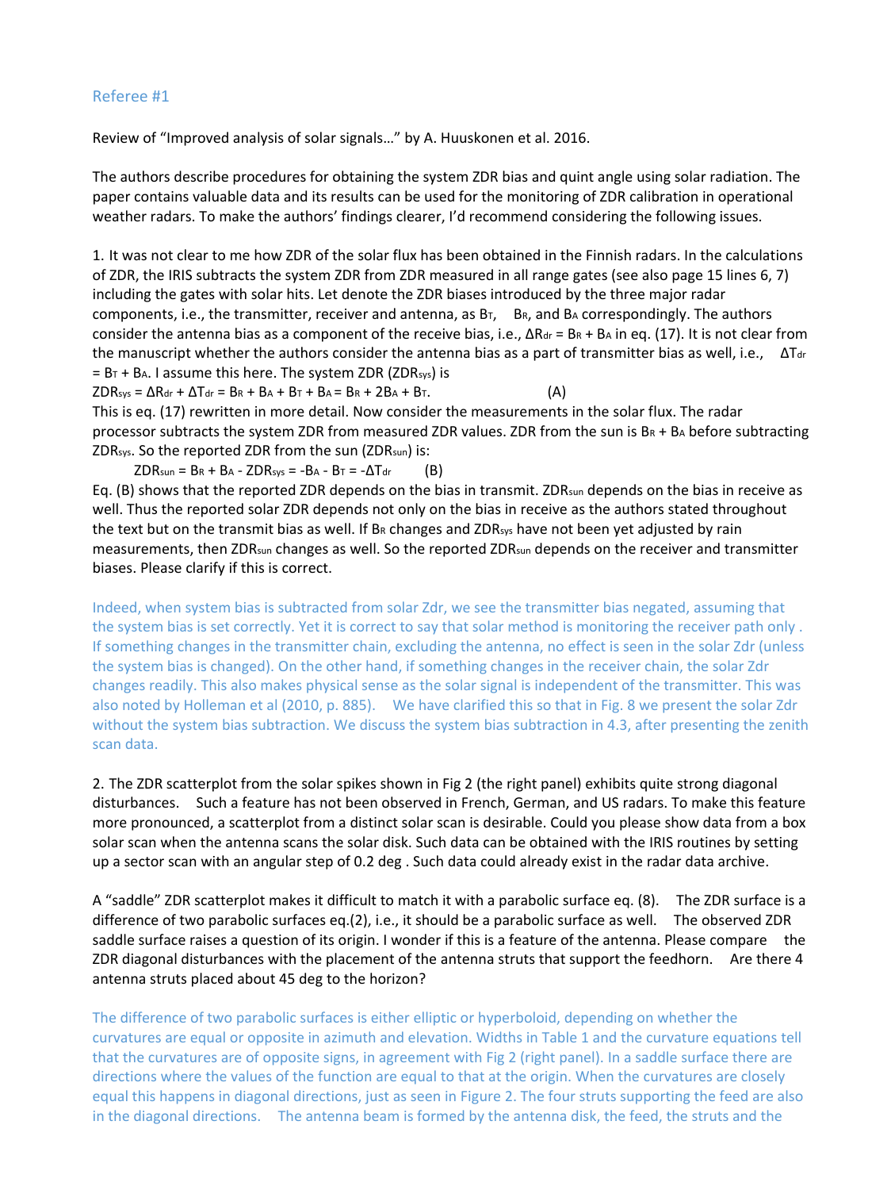## Referee #1

Review of "Improved analysis of solar signals..." by A. Huuskonen et al. 2016.

The authors describe procedures for obtaining the system ZDR bias and quint angle using solar radiation. The paper contains valuable data and its results can be used for the monitoring of ZDR calibration in operational weather radars. To make the authors' findings clearer, I'd recommend considering the following issues.

1. It was not clear to me how ZDR of the solar flux has been obtained in the Finnish radars. In the calculations of ZDR, the IRIS subtracts the system ZDR from ZDR measured in all range gates (see also page 15 lines 6, 7) including the gates with solar hits. Let denote the ZDR biases introduced by the three major radar components, i.e., the transmitter, receiver and antenna, as $B_T$, $B_R$, and $B_A$ correspondingly. The authors consider the antenna bias as a component of the receive bias, i.e., $\Delta R_{dr} = B_R + B_A$ in eq. (17). It is not clear from the manuscript whether the authors consider the antenna bias as a part of transmitter bias as well, i.e., $\Delta T_{dr} = B_T + B_A$. I assume this here. The system ZDR ($ZDR_{sys}$) is

$$ZDR_{sys} = \Delta R_{dr} + \Delta T_{dr} = B_R + B_A + B_T + B_A = B_R + 2B_A + B_T. \qquad \text{(A)}$$

This is eq. (17) rewritten in more detail. Now consider the measurements in the solar flux. The radar processor subtracts the system ZDR from measured ZDR values. ZDR from the sun is $B_R + B_A$ before subtracting $ZDR_{sys}$. So the reported ZDR from the sun ($ZDR_{sun}$) is:

$$ZDR_{sun} = B_R + B_A - ZDR_{sys} = -B_A - B_T = -\Delta T_{dr} \qquad \text{(B)}$$

Eq. (B) shows that the reported ZDR depends on the bias in transmit. $ZDR_{sun}$ depends on the bias in receive as well. Thus the reported solar ZDR depends not only on the bias in receive as the authors stated throughout the text but on the transmit bias as well. If $B_R$ changes and $ZDR_{sys}$ have not been yet adjusted by rain measurements, then $ZDR_{sun}$ changes as well. So the reported $ZDR_{sun}$ depends on the receiver and transmitter biases. Please clarify if this is correct.

Indeed, when system bias is subtracted from solar Zdr, we see the transmitter bias negated, assuming that the system bias is set correctly. Yet it is correct to say that solar method is monitoring the receiver path only . If something changes in the transmitter chain, excluding the antenna, no effect is seen in the solar Zdr (unless the system bias is changed). On the other hand, if something changes in the receiver chain, the solar Zdr changes readily. This also makes physical sense as the solar signal is independent of the transmitter. This was also noted by Holleman et al (2010, p. 885). We have clarified this so that in Fig. 8 we present the solar Zdr without the system bias subtraction. We discuss the system bias subtraction in 4.3, after presenting the zenith scan data.

2. The ZDR scatterplot from the solar spikes shown in Fig 2 (the right panel) exhibits quite strong diagonal disturbances. Such a feature has not been observed in French, German, and US radars. To make this feature more pronounced, a scatterplot from a distinct solar scan is desirable. Could you please show data from a box solar scan when the antenna scans the solar disk. Such data can be obtained with the IRIS routines by setting up a sector scan with an angular step of 0.2 deg . Such data could already exist in the radar data archive.

A "saddle" ZDR scatterplot makes it difficult to match it with a parabolic surface eq. (8). The ZDR surface is a difference of two parabolic surfaces eq.(2), i.e., it should be a parabolic surface as well. The observed ZDR saddle surface raises a question of its origin. I wonder if this is a feature of the antenna. Please compare the ZDR diagonal disturbances with the placement of the antenna struts that support the feedhorn. Are there 4 antenna struts placed about 45 deg to the horizon?

The difference of two parabolic surfaces is either elliptic or hyperboloid, depending on whether the curvatures are equal or opposite in azimuth and elevation. Widths in Table 1 and the curvature equations tell that the curvatures are of opposite signs, in agreement with Fig 2 (right panel). In a saddle surface there are directions where the values of the function are equal to that at the origin. When the curvatures are closely equal this happens in diagonal directions, just as seen in Figure 2. The four struts supporting the feed are also in the diagonal directions. The antenna beam is formed by the antenna disk, the feed, the struts and the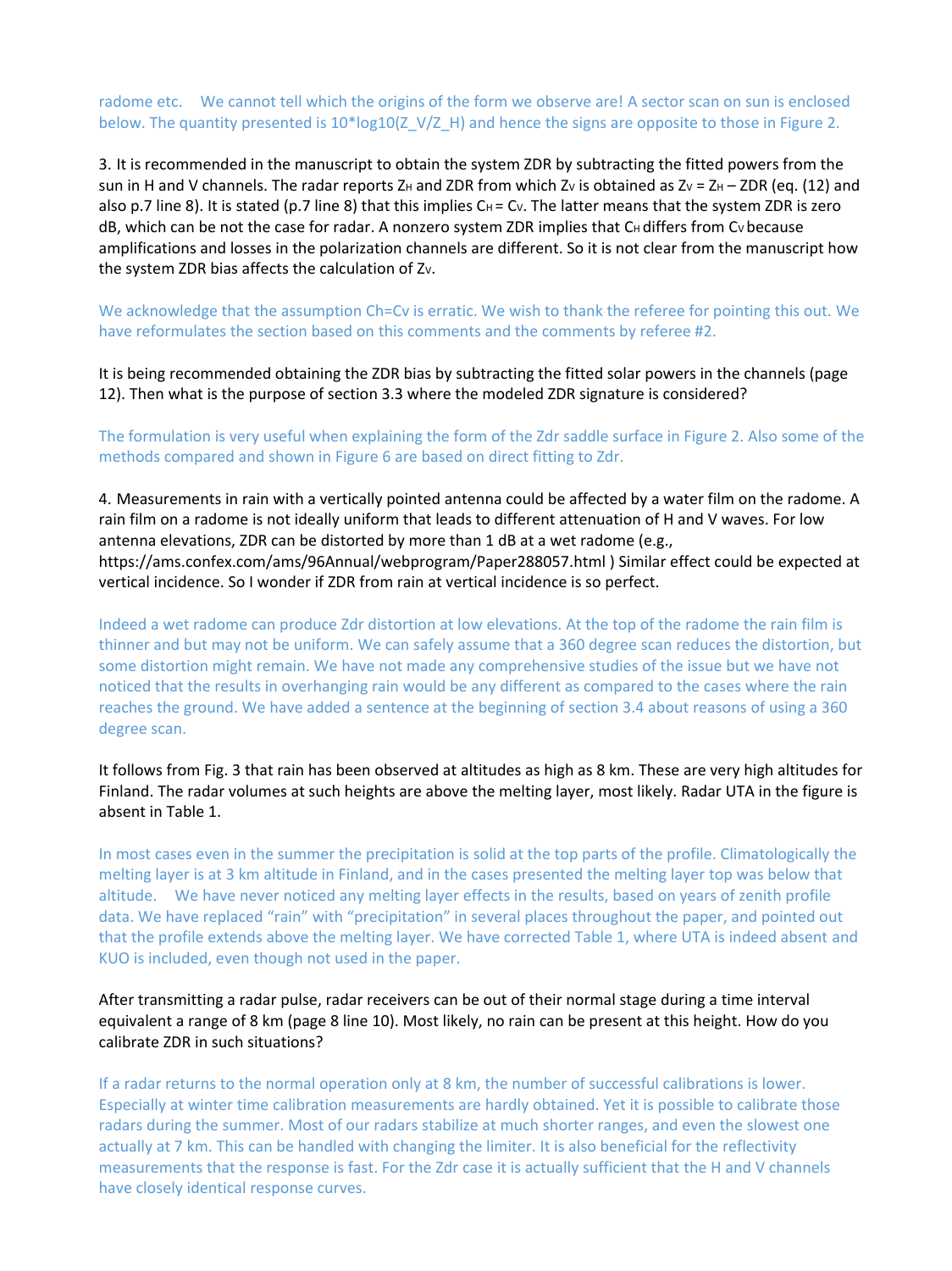radome etc. We cannot tell which the origins of the form we observe are! A sector scan on sun is enclosed below. The quantity presented is 10*log10(Z_V/Z_H) and hence the signs are opposite to those in Figure 2.

3. It is recommended in the manuscript to obtain the system ZDR by subtracting the fitted powers from the sun in H and V channels. The radar reports $Z_H$ and ZDR from which $Z_V$ is obtained as $Z_V = Z_H – ZDR$ (eq. (12) and also p.7 line 8). It is stated (p.7 line 8) that this implies $C_H = C_V$. The latter means that the system ZDR is zero dB, which can be not the case for radar. A nonzero system ZDR implies that $C_H$ differs from $C_V$ because amplifications and losses in the polarization channels are different. So it is not clear from the manuscript how the system ZDR bias affects the calculation of $Z_V$.

We acknowledge that the assumption Ch=Cv is erratic. We wish to thank the referee for pointing this out. We have reformulates the section based on this comments and the comments by referee #2.

It is being recommended obtaining the ZDR bias by subtracting the fitted solar powers in the channels (page 12). Then what is the purpose of section 3.3 where the modeled ZDR signature is considered?

The formulation is very useful when explaining the form of the Zdr saddle surface in Figure 2. Also some of the methods compared and shown in Figure 6 are based on direct fitting to Zdr.

4. Measurements in rain with a vertically pointed antenna could be affected by a water film on the radome. A rain film on a radome is not ideally uniform that leads to different attenuation of H and V waves. For low antenna elevations, ZDR can be distorted by more than 1 dB at a wet radome (e.g., https://ams.confex.com/ams/96Annual/webprogram/Paper288057.html ) Similar effect could be expected at vertical incidence. So I wonder if ZDR from rain at vertical incidence is so perfect.

Indeed a wet radome can produce Zdr distortion at low elevations. At the top of the radome the rain film is thinner and but may not be uniform. We can safely assume that a 360 degree scan reduces the distortion, but some distortion might remain. We have not made any comprehensive studies of the issue but we have not noticed that the results in overhanging rain would be any different as compared to the cases where the rain reaches the ground. We have added a sentence at the beginning of section 3.4 about reasons of using a 360 degree scan.

It follows from Fig. 3 that rain has been observed at altitudes as high as 8 km. These are very high altitudes for Finland. The radar volumes at such heights are above the melting layer, most likely. Radar UTA in the figure is absent in Table 1.

In most cases even in the summer the precipitation is solid at the top parts of the profile. Climatologically the melting layer is at 3 km altitude in Finland, and in the cases presented the melting layer top was below that altitude. We have never noticed any melting layer effects in the results, based on years of zenith profile data. We have replaced "rain" with "precipitation" in several places throughout the paper, and pointed out that the profile extends above the melting layer. We have corrected Table 1, where UTA is indeed absent and KUO is included, even though not used in the paper.

After transmitting a radar pulse, radar receivers can be out of their normal stage during a time interval equivalent a range of 8 km (page 8 line 10). Most likely, no rain can be present at this height. How do you calibrate ZDR in such situations?

If a radar returns to the normal operation only at 8 km, the number of successful calibrations is lower. Especially at winter time calibration measurements are hardly obtained. Yet it is possible to calibrate those radars during the summer. Most of our radars stabilize at much shorter ranges, and even the slowest one actually at 7 km. This can be handled with changing the limiter. It is also beneficial for the reflectivity measurements that the response is fast. For the Zdr case it is actually sufficient that the H and V channels have closely identical response curves.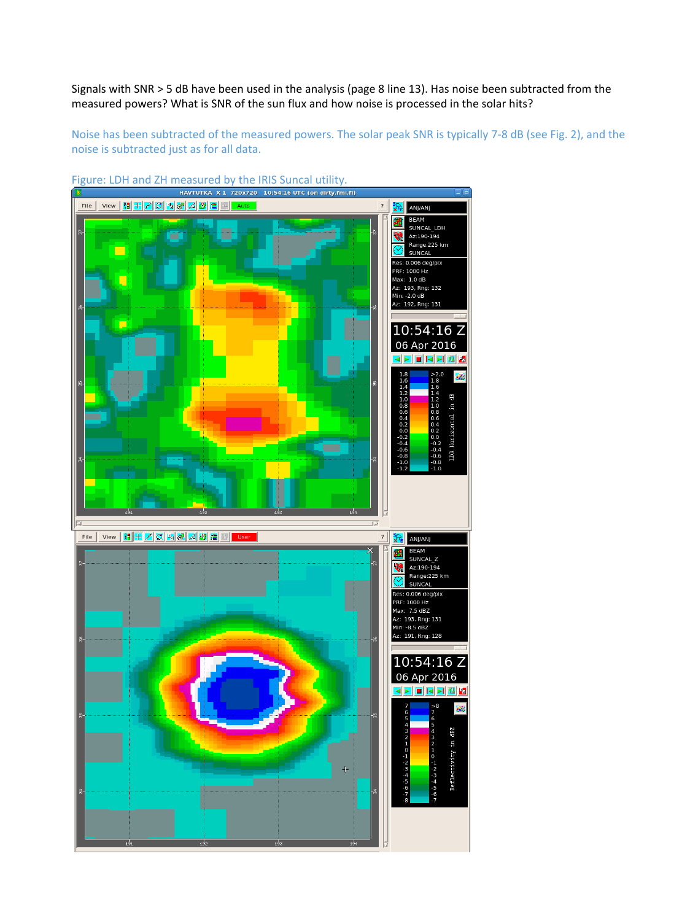Signals with SNR > 5 dB have been used in the analysis (page 8 line 13). Has noise been subtracted from the measured powers? What is SNR of the sun flux and how noise is processed in the solar hits?

Noise has been subtracted of the measured powers. The solar peak SNR is typically 7-8 dB (see Fig. 2), and the noise is subtracted just as for all data.

Figure: LDH and ZH measured by the IRIS Suncal utility.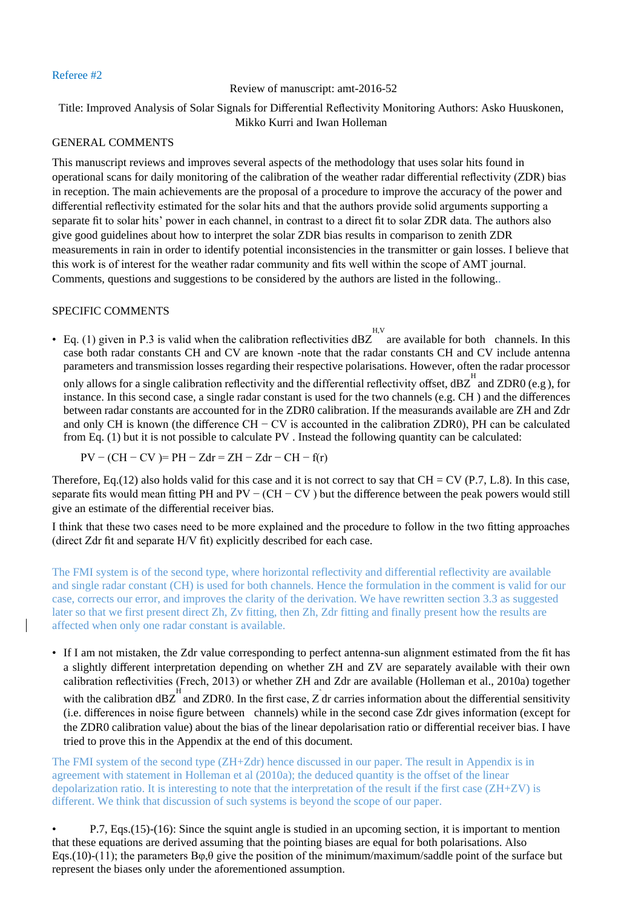Referee #2

Review of manuscript: amt-2016-52

Title: Improved Analysis of Solar Signals for Differential Reflectivity Monitoring Authors: Asko Huuskonen, Mikko Kurri and Iwan Holleman

GENERAL COMMENTS

This manuscript reviews and improves several aspects of the methodology that uses solar hits found in operational scans for daily monitoring of the calibration of the weather radar differential reflectivity (ZDR) bias in reception. The main achievements are the proposal of a procedure to improve the accuracy of the power and differential reflectivity estimated for the solar hits and that the authors provide solid arguments supporting a separate fit to solar hits' power in each channel, in contrast to a direct fit to solar ZDR data. The authors also give good guidelines about how to interpret the solar ZDR bias results in comparison to zenith ZDR measurements in rain in order to identify potential inconsistencies in the transmitter or gain losses. I believe that this work is of interest for the weather radar community and fits well within the scope of AMT journal. Comments, questions and suggestions to be considered by the authors are listed in the following..

SPECIFIC COMMENTS

- Eq. (1) given in P.3 is valid when the calibration reflectivities $dBZ^{H,V}$ are available for both channels. In this case both radar constants CH and CV are known -note that the radar constants CH and CV include antenna parameters and transmission losses regarding their respective polarisations. However, often the radar processor only allows for a single calibration reflectivity and the differential reflectivity offset, $dBZ^{H}$ and ZDR0 (e.g ), for instance. In this second case, a single radar constant is used for the two channels (e.g. CH ) and the differences between radar constants are accounted for in the ZDR0 calibration. If the measurands available are ZH and Zdr and only CH is known (the difference CH − CV is accounted in the calibration ZDR0), PH can be calculated from Eq. (1) but it is not possible to calculate PV . Instead the following quantity can be calculated:

$$PV - (CH - CV) = PH - Zdr = ZH - Zdr - CH - f(r)$$

Therefore, Eq.(12) also holds valid for this case and it is not correct to say that CH = CV (P.7, L.8). In this case, separate fits would mean fitting PH and PV − (CH − CV ) but the difference between the peak powers would still give an estimate of the differential receiver bias.

I think that these two cases need to be more explained and the procedure to follow in the two fitting approaches (direct Zdr fit and separate H/V fit) explicitly described for each case.

The FMI system is of the second type, where horizontal reflectivity and differential reflectivity are available and single radar constant (CH) is used for both channels. Hence the formulation in the comment is valid for our case, corrects our error, and improves the clarity of the derivation. We have rewritten section 3.3 as suggested later so that we first present direct Zh, Zv fitting, then Zh, Zdr fitting and finally present how the results are affected when only one radar constant is available.

- If I am not mistaken, the Zdr value corresponding to perfect antenna-sun alignment estimated from the fit has a slightly different interpretation depending on whether ZH and ZV are separately available with their own calibration reflectivities (Frech, 2013) or whether ZH and Zdr are available (Holleman et al., 2010a) together with the calibration $dBZ^{H}$ and ZDR0. In the first case, $\hat{Z}dr$ carries information about the differential sensitivity (i.e. differences in noise figure between channels) while in the second case Zdr gives information (except for the ZDR0 calibration value) about the bias of the linear depolarisation ratio or differential receiver bias. I have tried to prove this in the Appendix at the end of this document.

The FMI system of the second type (ZH+Zdr) hence discussed in our paper. The result in Appendix is in agreement with statement in Holleman et al (2010a); the deduced quantity is the offset of the linear depolarization ratio. It is interesting to note that the interpretation of the result if the first case (ZH+ZV) is different. We think that discussion of such systems is beyond the scope of our paper.

- P.7, Eqs.(15)-(16): Since the squint angle is studied in an upcoming section, it is important to mention that these equations are derived assuming that the pointing biases are equal for both polarisations. Also Eqs.(10)-(11); the parameters $B\varphi,\theta$ give the position of the minimum/maximum/saddle point of the surface but represent the biases only under the aforementioned assumption.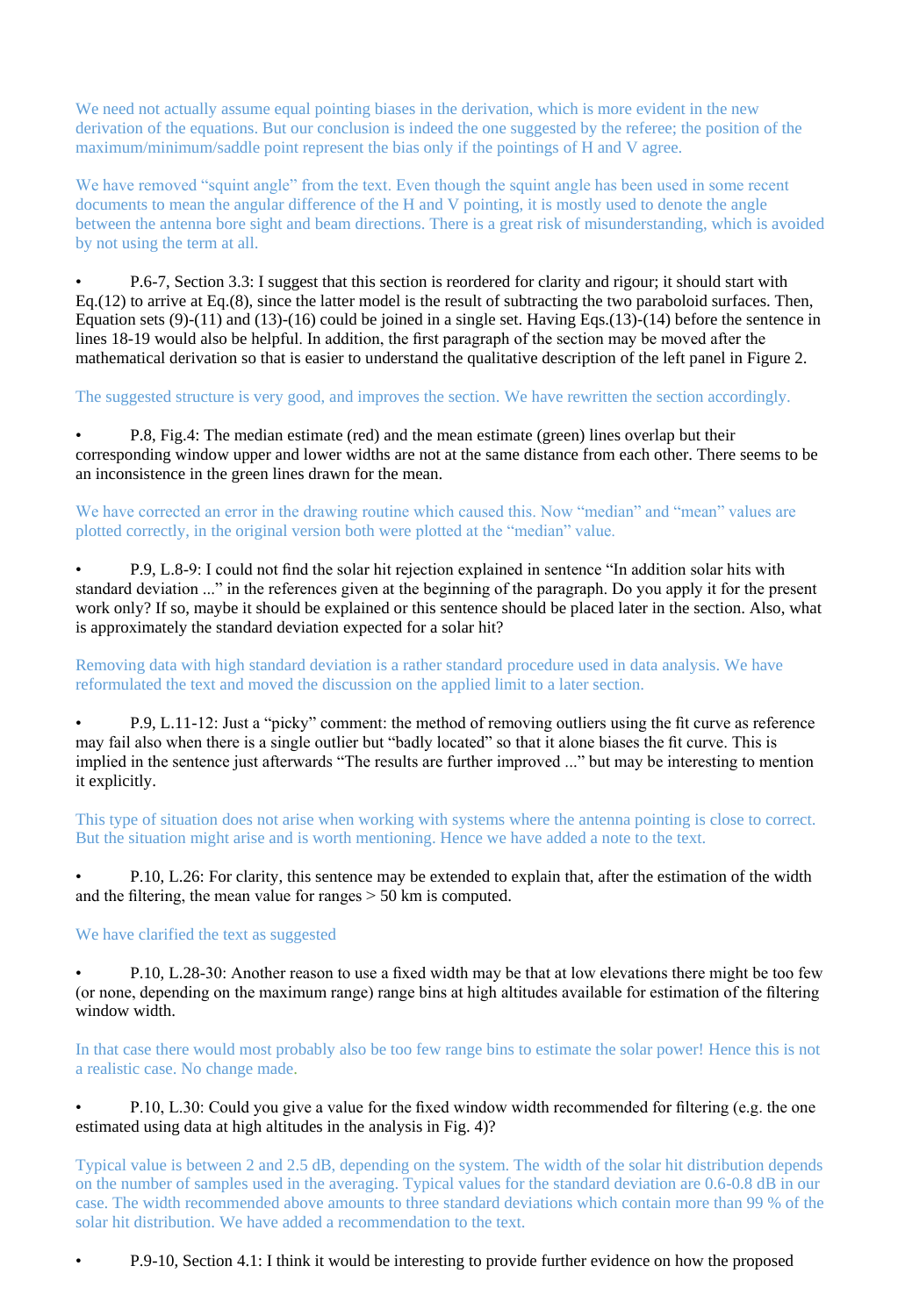We need not actually assume equal pointing biases in the derivation, which is more evident in the new derivation of the equations. But our conclusion is indeed the one suggested by the referee; the position of the maximum/minimum/saddle point represent the bias only if the pointings of H and V agree.

We have removed “squint angle” from the text. Even though the squint angle has been used in some recent documents to mean the angular difference of the H and V pointing, it is mostly used to denote the angle between the antenna bore sight and beam directions. There is a great risk of misunderstanding, which is avoided by not using the term at all.

- P.6-7, Section 3.3: I suggest that this section is reordered for clarity and rigour; it should start with Eq.(12) to arrive at Eq.(8), since the latter model is the result of subtracting the two paraboloid surfaces. Then, Equation sets (9)-(11) and (13)-(16) could be joined in a single set. Having Eqs.(13)-(14) before the sentence in lines 18-19 would also be helpful. In addition, the first paragraph of the section may be moved after the mathematical derivation so that is easier to understand the qualitative description of the left panel in Figure 2.

The suggested structure is very good, and improves the section. We have rewritten the section accordingly.

- P.8, Fig.4: The median estimate (red) and the mean estimate (green) lines overlap but their corresponding window upper and lower widths are not at the same distance from each other. There seems to be an inconsistence in the green lines drawn for the mean.

We have corrected an error in the drawing routine which caused this. Now “median” and “mean” values are plotted correctly, in the original version both were plotted at the “median” value.

- P.9, L.8-9: I could not find the solar hit rejection explained in sentence “In addition solar hits with standard deviation ...” in the references given at the beginning of the paragraph. Do you apply it for the present work only? If so, maybe it should be explained or this sentence should be placed later in the section. Also, what is approximately the standard deviation expected for a solar hit?

Removing data with high standard deviation is a rather standard procedure used in data analysis. We have reformulated the text and moved the discussion on the applied limit to a later section.

- P.9, L.11-12: Just a “picky” comment: the method of removing outliers using the fit curve as reference may fail also when there is a single outlier but “badly located” so that it alone biases the fit curve. This is implied in the sentence just afterwards “The results are further improved ...” but may be interesting to mention it explicitly.

This type of situation does not arise when working with systems where the antenna pointing is close to correct. But the situation might arise and is worth mentioning. Hence we have added a note to the text.

- P.10, L.26: For clarity, this sentence may be extended to explain that, after the estimation of the width and the filtering, the mean value for ranges > 50 km is computed.

We have clarified the text as suggested

- P.10, L.28-30: Another reason to use a fixed width may be that at low elevations there might be too few (or none, depending on the maximum range) range bins at high altitudes available for estimation of the filtering window width.

In that case there would most probably also be too few range bins to estimate the solar power! Hence this is not a realistic case. No change made.

- P.10, L.30: Could you give a value for the fixed window width recommended for filtering (e.g. the one estimated using data at high altitudes in the analysis in Fig. 4)?

Typical value is between 2 and 2.5 dB, depending on the system. The width of the solar hit distribution depends on the number of samples used in the averaging. Typical values for the standard deviation are 0.6-0.8 dB in our case. The width recommended above amounts to three standard deviations which contain more than 99 % of the solar hit distribution. We have added a recommendation to the text.

- P.9-10, Section 4.1: I think it would be interesting to provide further evidence on how the proposed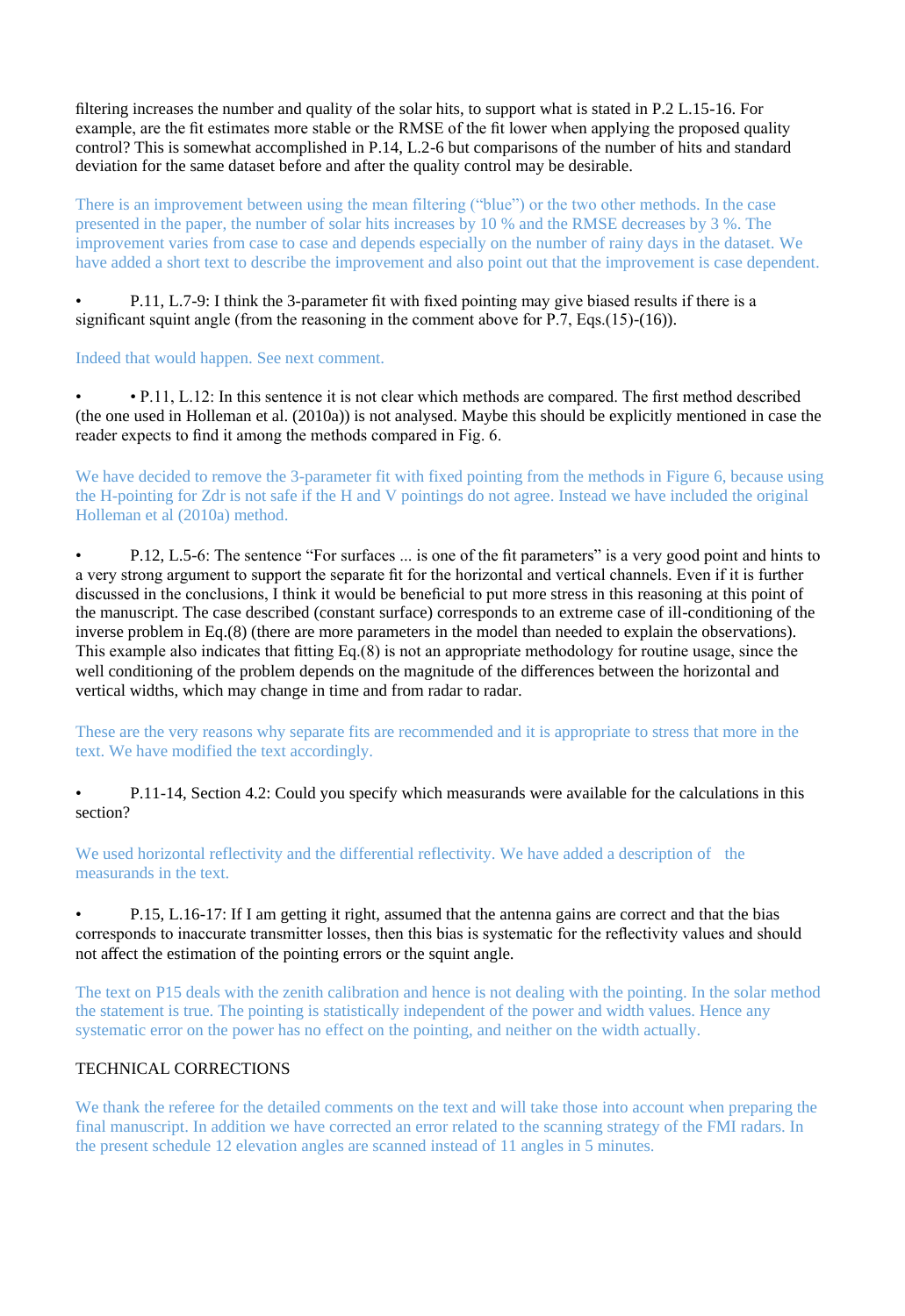filtering increases the number and quality of the solar hits, to support what is stated in P.2 L.15-16. For example, are the fit estimates more stable or the RMSE of the fit lower when applying the proposed quality control? This is somewhat accomplished in P.14, L.2-6 but comparisons of the number of hits and standard deviation for the same dataset before and after the quality control may be desirable.

There is an improvement between using the mean filtering ("blue") or the two other methods. In the case presented in the paper, the number of solar hits increases by 10 % and the RMSE decreases by 3 %. The improvement varies from case to case and depends especially on the number of rainy days in the dataset. We have added a short text to describe the improvement and also point out that the improvement is case dependent.

- P.11, L.7-9: I think the 3-parameter fit with fixed pointing may give biased results if there is a significant squint angle (from the reasoning in the comment above for P.7, Eqs.(15)-(16)).

Indeed that would happen. See next comment.

- • P.11, L.12: In this sentence it is not clear which methods are compared. The first method described (the one used in Holleman et al. (2010a)) is not analysed. Maybe this should be explicitly mentioned in case the reader expects to find it among the methods compared in Fig. 6.

We have decided to remove the 3-parameter fit with fixed pointing from the methods in Figure 6, because using the H-pointing for Zdr is not safe if the H and V pointings do not agree. Instead we have included the original Holleman et al (2010a) method.

- P.12, L.5-6: The sentence "For surfaces ... is one of the fit parameters" is a very good point and hints to a very strong argument to support the separate fit for the horizontal and vertical channels. Even if it is further discussed in the conclusions, I think it would be beneficial to put more stress in this reasoning at this point of the manuscript. The case described (constant surface) corresponds to an extreme case of ill-conditioning of the inverse problem in Eq.(8) (there are more parameters in the model than needed to explain the observations). This example also indicates that fitting Eq.(8) is not an appropriate methodology for routine usage, since the well conditioning of the problem depends on the magnitude of the differences between the horizontal and vertical widths, which may change in time and from radar to radar.

These are the very reasons why separate fits are recommended and it is appropriate to stress that more in the text. We have modified the text accordingly.

- P.11-14, Section 4.2: Could you specify which measurands were available for the calculations in this section?

We used horizontal reflectivity and the differential reflectivity. We have added a description of the measurands in the text.

- P.15, L.16-17: If I am getting it right, assumed that the antenna gains are correct and that the bias corresponds to inaccurate transmitter losses, then this bias is systematic for the reflectivity values and should not affect the estimation of the pointing errors or the squint angle.

The text on P15 deals with the zenith calibration and hence is not dealing with the pointing. In the solar method the statement is true. The pointing is statistically independent of the power and width values. Hence any systematic error on the power has no effect on the pointing, and neither on the width actually.

TECHNICAL CORRECTIONS

We thank the referee for the detailed comments on the text and will take those into account when preparing the final manuscript. In addition we have corrected an error related to the scanning strategy of the FMI radars. In the present schedule 12 elevation angles are scanned instead of 11 angles in 5 minutes.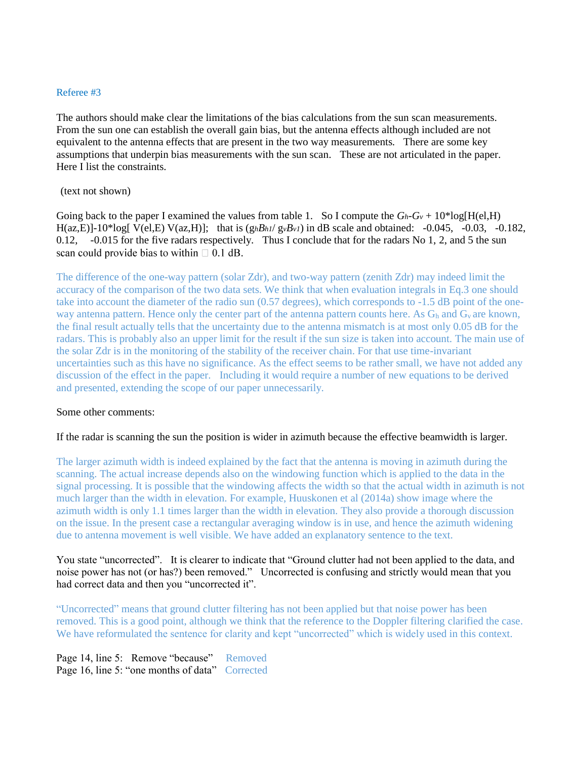Referee #3

The authors should make clear the limitations of the bias calculations from the sun scan measurements. From the sun one can establish the overall gain bias, but the antenna effects although included are not equivalent to the antenna effects that are present in the two way measurements. There are some key assumptions that underpin bias measurements with the sun scan. These are not articulated in the paper. Here I list the constraints.

(text not shown)

Going back to the paper I examined the values from table 1. So I compute the $G_h$-$G_v$ + 10*log[H(el,H) H(az,E)]-10*log[ V(el,E) V(az,H)]; that is ($g_h B_{h1}$/ $g_v B_{v1}$) in dB scale and obtained: -0.045, -0.03, -0.182, 0.12, -0.015 for the five radars respectively. Thus I conclude that for the radars No 1, 2, and 5 the sun scan could provide bias to within  0.1 dB.

The difference of the one-way pattern (solar Zdr), and two-way pattern (zenith Zdr) may indeed limit the accuracy of the comparison of the two data sets. We think that when evaluation integrals in Eq.3 one should take into account the diameter of the radio sun (0.57 degrees), which corresponds to -1.5 dB point of the one-way antenna pattern. Hence only the center part of the antenna pattern counts here. As $G_h$ and $G_v$ are known, the final result actually tells that the uncertainty due to the antenna mismatch is at most only 0.05 dB for the radars. This is probably also an upper limit for the result if the sun size is taken into account. The main use of the solar Zdr is in the monitoring of the stability of the receiver chain. For that use time-invariant uncertainties such as this have no significance. As the effect seems to be rather small, we have not added any discussion of the effect in the paper. Including it would require a number of new equations to be derived and presented, extending the scope of our paper unnecessarily.

Some other comments:

If the radar is scanning the sun the position is wider in azimuth because the effective beamwidth is larger.

The larger azimuth width is indeed explained by the fact that the antenna is moving in azimuth during the scanning. The actual increase depends also on the windowing function which is applied to the data in the signal processing. It is possible that the windowing affects the width so that the actual width in azimuth is not much larger than the width in elevation. For example, Huuskonen et al (2014a) show image where the azimuth width is only 1.1 times larger than the width in elevation. They also provide a thorough discussion on the issue. In the present case a rectangular averaging window is in use, and hence the azimuth widening due to antenna movement is well visible. We have added an explanatory sentence to the text.

You state "uncorrected". It is clearer to indicate that "Ground clutter had not been applied to the data, and noise power has not (or has?) been removed." Uncorrected is confusing and strictly would mean that you had correct data and then you "uncorrected it".

"Uncorrected" means that ground clutter filtering has not been applied but that noise power has been removed. This is a good point, although we think that the reference to the Doppler filtering clarified the case. We have reformulated the sentence for clarity and kept "uncorrected" which is widely used in this context.

Page 14, line 5: Remove "because" Removed
Page 16, line 5: "one months of data" Corrected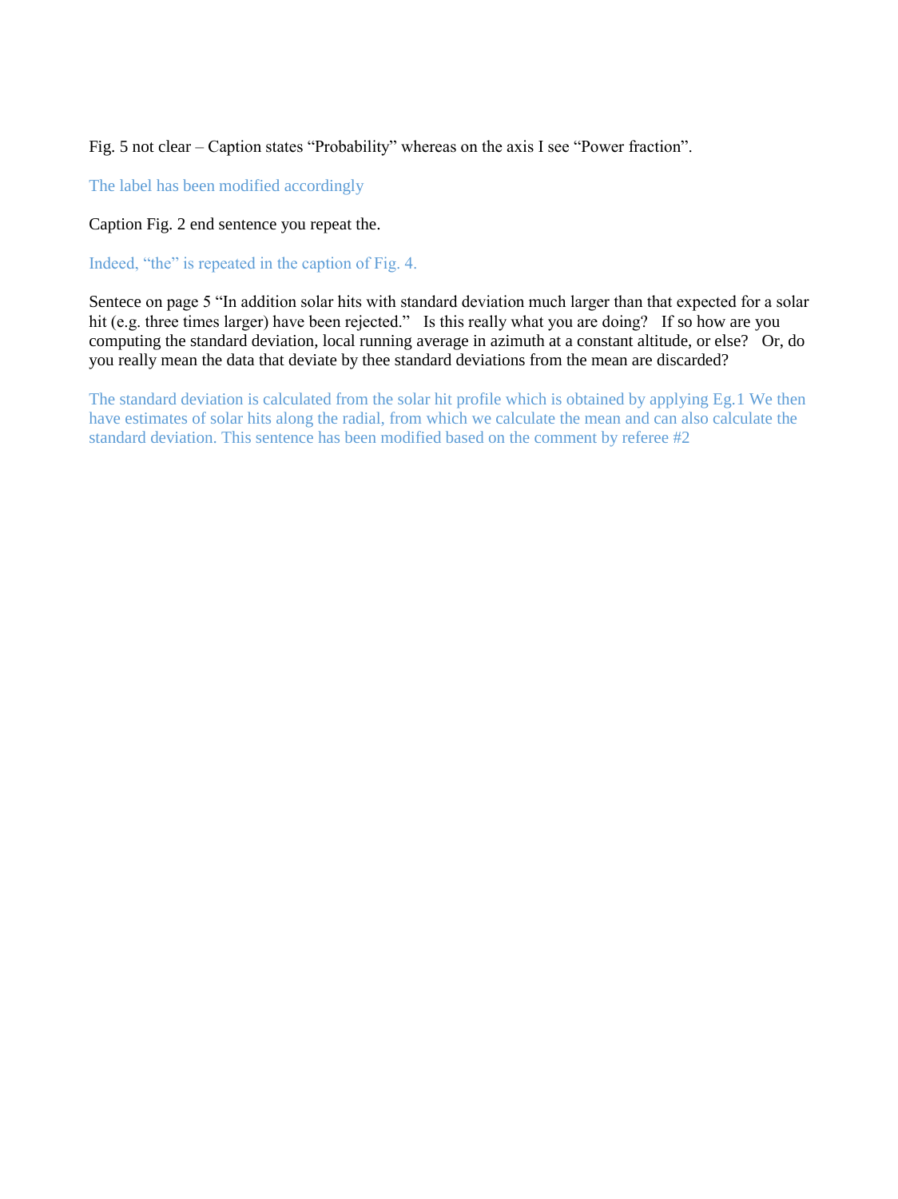Fig. 5 not clear – Caption states "Probability" whereas on the axis I see "Power fraction".

The label has been modified accordingly

Caption Fig. 2 end sentence you repeat the.

Indeed, "the" is repeated in the caption of Fig. 4.

Sentece on page 5 "In addition solar hits with standard deviation much larger than that expected for a solar hit (e.g. three times larger) have been rejected." Is this really what you are doing? If so how are you computing the standard deviation, local running average in azimuth at a constant altitude, or else? Or, do you really mean the data that deviate by thee standard deviations from the mean are discarded?

The standard deviation is calculated from the solar hit profile which is obtained by applying Eg.1 We then have estimates of solar hits along the radial, from which we calculate the mean and can also calculate the standard deviation. This sentence has been modified based on the comment by referee #2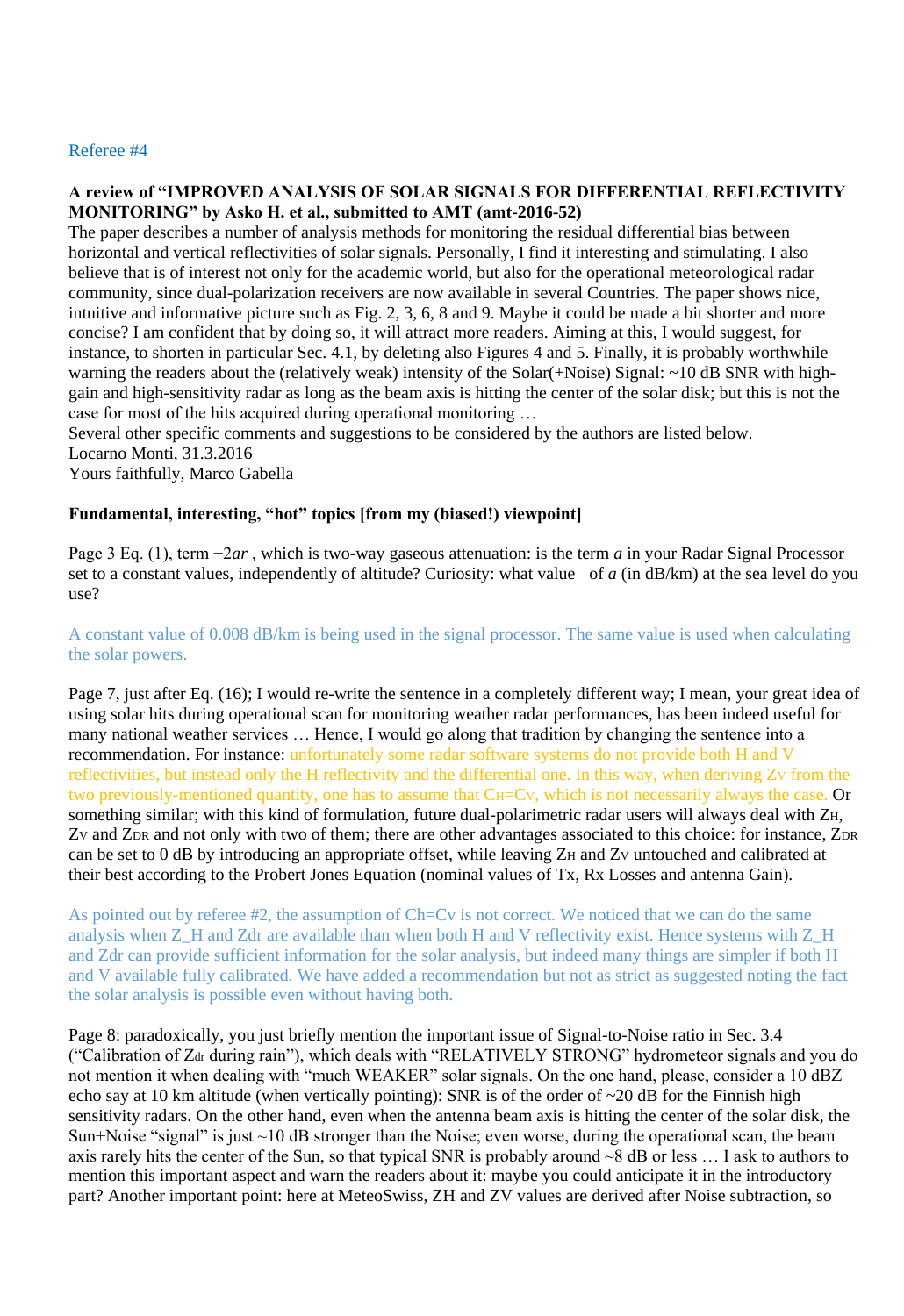Referee #4

**A review of "IMPROVED ANALYSIS OF SOLAR SIGNALS FOR DIFFERENTIAL REFLECTIVITY MONITORING" by Asko H. et al., submitted to AMT (amt-2016-52)**

The paper describes a number of analysis methods for monitoring the residual differential bias between horizontal and vertical reflectivities of solar signals. Personally, I find it interesting and stimulating. I also believe that is of interest not only for the academic world, but also for the operational meteorological radar community, since dual-polarization receivers are now available in several Countries. The paper shows nice, intuitive and informative picture such as Fig. 2, 3, 6, 8 and 9. Maybe it could be made a bit shorter and more concise? I am confident that by doing so, it will attract more readers. Aiming at this, I would suggest, for instance, to shorten in particular Sec. 4.1, by deleting also Figures 4 and 5. Finally, it is probably worthwhile warning the readers about the (relatively weak) intensity of the Solar(+Noise) Signal: ~10 dB SNR with high-gain and high-sensitivity radar as long as the beam axis is hitting the center of the solar disk; but this is not the case for most of the hits acquired during operational monitoring …

Several other specific comments and suggestions to be considered by the authors are listed below.

Locarno Monti, 31.3.2016

Yours faithfully, Marco Gabella

**Fundamental, interesting, "hot" topics [from my (biased!) viewpoint]**

Page 3 Eq. (1), term $-2ar$ , which is two-way gaseous attenuation: is the term $a$ in your Radar Signal Processor set to a constant values, independently of altitude? Curiosity: what value of $a$ (in dB/km) at the sea level do you use?

A constant value of 0.008 dB/km is being used in the signal processor. The same value is used when calculating the solar powers.

Page 7, just after Eq. (16); I would re-write the sentence in a completely different way; I mean, your great idea of using solar hits during operational scan for monitoring weather radar performances, has been indeed useful for many national weather services … Hence, I would go along that tradition by changing the sentence into a recommendation. For instance: unfortunately some radar software systems do not provide both H and V reflectivities, but instead only the H reflectivity and the differential one. In this way, when deriving $Z_V$ from the two previously-mentioned quantity, one has to assume that $C_H=C_V$, which is not necessarily always the case. Or something similar; with this kind of formulation, future dual-polarimetric radar users will always deal with $Z_H$, $Z_V$ and $Z_{DR}$ and not only with two of them; there are other advantages associated to this choice: for instance, $Z_{DR}$ can be set to 0 dB by introducing an appropriate offset, while leaving $Z_H$ and $Z_V$ untouched and calibrated at their best according to the Probert Jones Equation (nominal values of Tx, Rx Losses and antenna Gain).

As pointed out by referee #2, the assumption of Ch=Cv is not correct. We noticed that we can do the same analysis when Z_H and Zdr are available than when both H and V reflectivity exist. Hence systems with Z_H and Zdr can provide sufficient information for the solar analysis, but indeed many things are simpler if both H and V available fully calibrated. We have added a recommendation but not as strict as suggested noting the fact the solar analysis is possible even without having both.

Page 8: paradoxically, you just briefly mention the important issue of Signal-to-Noise ratio in Sec. 3.4 ("Calibration of $Z_{dr}$ during rain"), which deals with "RELATIVELY STRONG" hydrometeor signals and you do not mention it when dealing with "much WEAKER" solar signals. On the one hand, please, consider a 10 dBZ echo say at 10 km altitude (when vertically pointing): SNR is of the order of ~20 dB for the Finnish high sensitivity radars. On the other hand, even when the antenna beam axis is hitting the center of the solar disk, the Sun+Noise "signal" is just ~10 dB stronger than the Noise; even worse, during the operational scan, the beam axis rarely hits the center of the Sun, so that typical SNR is probably around ~8 dB or less … I ask to authors to mention this important aspect and warn the readers about it: maybe you could anticipate it in the introductory part? Another important point: here at MeteoSwiss, ZH and ZV values are derived after Noise subtraction, so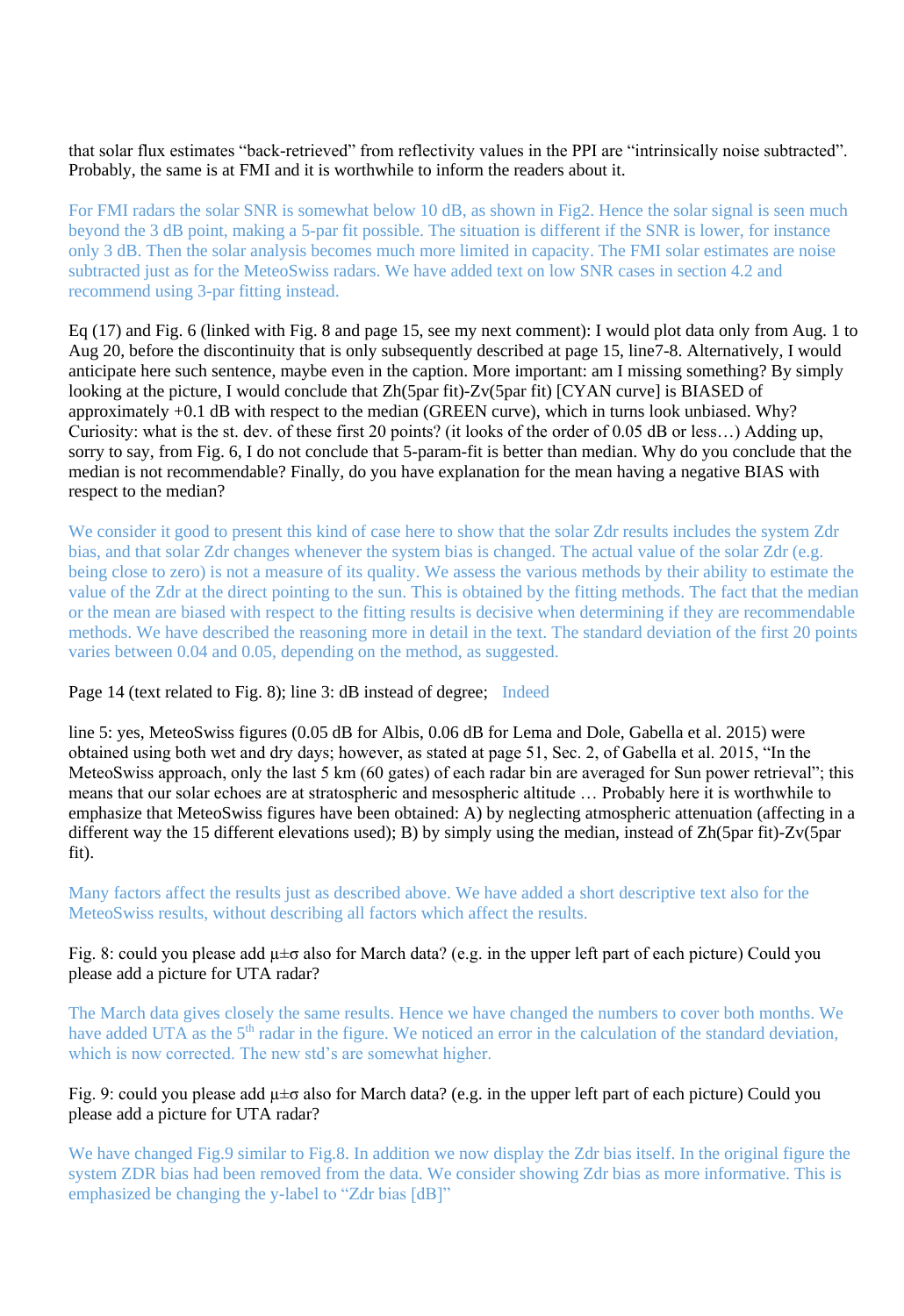that solar flux estimates "back-retrieved" from reflectivity values in the PPI are "intrinsically noise subtracted". Probably, the same is at FMI and it is worthwhile to inform the readers about it.

For FMI radars the solar SNR is somewhat below 10 dB, as shown in Fig2. Hence the solar signal is seen much beyond the 3 dB point, making a 5-par fit possible. The situation is different if the SNR is lower, for instance only 3 dB. Then the solar analysis becomes much more limited in capacity. The FMI solar estimates are noise subtracted just as for the MeteoSwiss radars. We have added text on low SNR cases in section 4.2 and recommend using 3-par fitting instead.

Eq (17) and Fig. 6 (linked with Fig. 8 and page 15, see my next comment): I would plot data only from Aug. 1 to Aug 20, before the discontinuity that is only subsequently described at page 15, line7-8. Alternatively, I would anticipate here such sentence, maybe even in the caption. More important: am I missing something? By simply looking at the picture, I would conclude that Zh(5par fit)-Zv(5par fit) [CYAN curve] is BIASED of approximately +0.1 dB with respect to the median (GREEN curve), which in turns look unbiased. Why? Curiosity: what is the st. dev. of these first 20 points? (it looks of the order of 0.05 dB or less…) Adding up, sorry to say, from Fig. 6, I do not conclude that 5-param-fit is better than median. Why do you conclude that the median is not recommendable? Finally, do you have explanation for the mean having a negative BIAS with respect to the median?

We consider it good to present this kind of case here to show that the solar Zdr results includes the system Zdr bias, and that solar Zdr changes whenever the system bias is changed. The actual value of the solar Zdr (e.g. being close to zero) is not a measure of its quality. We assess the various methods by their ability to estimate the value of the Zdr at the direct pointing to the sun. This is obtained by the fitting methods. The fact that the median or the mean are biased with respect to the fitting results is decisive when determining if they are recommendable methods. We have described the reasoning more in detail in the text. The standard deviation of the first 20 points varies between 0.04 and 0.05, depending on the method, as suggested.

Page 14 (text related to Fig. 8); line 3: dB instead of degree; Indeed

line 5: yes, MeteoSwiss figures (0.05 dB for Albis, 0.06 dB for Lema and Dole, Gabella et al. 2015) were obtained using both wet and dry days; however, as stated at page 51, Sec. 2, of Gabella et al. 2015, "In the MeteoSwiss approach, only the last 5 km (60 gates) of each radar bin are averaged for Sun power retrieval"; this means that our solar echoes are at stratospheric and mesospheric altitude … Probably here it is worthwhile to emphasize that MeteoSwiss figures have been obtained: A) by neglecting atmospheric attenuation (affecting in a different way the 15 different elevations used); B) by simply using the median, instead of Zh(5par fit)-Zv(5par fit).

Many factors affect the results just as described above. We have added a short descriptive text also for the MeteoSwiss results, without describing all factors which affect the results.

Fig. 8: could you please add $\mu\pm\sigma$ also for March data? (e.g. in the upper left part of each picture) Could you please add a picture for UTA radar?

The March data gives closely the same results. Hence we have changed the numbers to cover both months. We have added UTA as the 5th radar in the figure. We noticed an error in the calculation of the standard deviation, which is now corrected. The new std's are somewhat higher.

Fig. 9: could you please add $\mu\pm\sigma$ also for March data? (e.g. in the upper left part of each picture) Could you please add a picture for UTA radar?

We have changed Fig.9 similar to Fig.8. In addition we now display the Zdr bias itself. In the original figure the system ZDR bias had been removed from the data. We consider showing Zdr bias as more informative. This is emphasized be changing the y-label to "Zdr bias [dB]"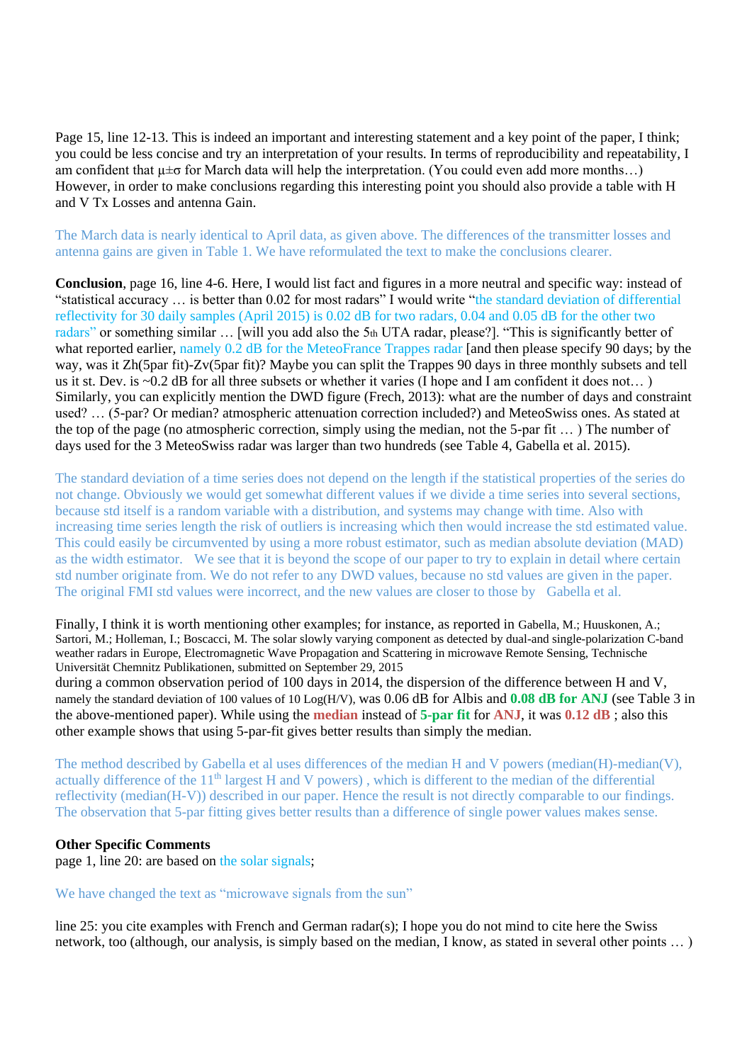Page 15, line 12-13. This is indeed an important and interesting statement and a key point of the paper, I think; you could be less concise and try an interpretation of your results. In terms of reproducibility and repeatability, I am confident that μ±σ for March data will help the interpretation. (You could even add more months…) However, in order to make conclusions regarding this interesting point you should also provide a table with H and V Tx Losses and antenna Gain.

The March data is nearly identical to April data, as given above. The differences of the transmitter losses and antenna gains are given in Table 1. We have reformulated the text to make the conclusions clearer.

**Conclusion**, page 16, line 4-6. Here, I would list fact and figures in a more neutral and specific way: instead of "statistical accuracy … is better than 0.02 for most radars" I would write "the standard deviation of differential reflectivity for 30 daily samples (April 2015) is 0.02 dB for two radars, 0.04 and 0.05 dB for the other two radars" or something similar … [will you add also the 5th UTA radar, please?]. "This is significantly better of what reported earlier, namely 0.2 dB for the MeteoFrance Trappes radar [and then please specify 90 days; by the way, was it Zh(5par fit)-Zv(5par fit)? Maybe you can split the Trappes 90 days in three monthly subsets and tell us it st. Dev. is ~0.2 dB for all three subsets or whether it varies (I hope and I am confident it does not… ) Similarly, you can explicitly mention the DWD figure (Frech, 2013): what are the number of days and constraint used? … (5-par? Or median? atmospheric attenuation correction included?) and MeteoSwiss ones. As stated at the top of the page (no atmospheric correction, simply using the median, not the 5-par fit … ) The number of days used for the 3 MeteoSwiss radar was larger than two hundreds (see Table 4, Gabella et al. 2015).

The standard deviation of a time series does not depend on the length if the statistical properties of the series do not change. Obviously we would get somewhat different values if we divide a time series into several sections, because std itself is a random variable with a distribution, and systems may change with time. Also with increasing time series length the risk of outliers is increasing which then would increase the std estimated value. This could easily be circumvented by using a more robust estimator, such as median absolute deviation (MAD) as the width estimator. We see that it is beyond the scope of our paper to try to explain in detail where certain std number originate from. We do not refer to any DWD values, because no std values are given in the paper. The original FMI std values were incorrect, and the new values are closer to those by Gabella et al.

Finally, I think it is worth mentioning other examples; for instance, as reported in Gabella, M.; Huuskonen, A.; Sartori, M.; Holleman, I.; Boscacci, M. The solar slowly varying component as detected by dual-and single-polarization C-band weather radars in Europe, Electromagnetic Wave Propagation and Scattering in microwave Remote Sensing, Technische Universität Chemnitz Publikationen, submitted on September 29, 2015
during a common observation period of 100 days in 2014, the dispersion of the difference between H and V, namely the standard deviation of 100 values of 10 Log(H/V), was 0.06 dB for Albis and **0.08 dB for ANJ** (see Table 3 in the above-mentioned paper). While using the **median** instead of **5-par fit** for **ANJ**, it was **0.12 dB** ; also this other example shows that using 5-par-fit gives better results than simply the median.

The method described by Gabella et al uses differences of the median H and V powers (median(H)-median(V), actually difference of the 11th largest H and V powers) , which is different to the median of the differential reflectivity (median(H-V)) described in our paper. Hence the result is not directly comparable to our findings. The observation that 5-par fitting gives better results than a difference of single power values makes sense.

**Other Specific Comments**
page 1, line 20: are based on the solar signals;

We have changed the text as "microwave signals from the sun"

line 25: you cite examples with French and German radar(s); I hope you do not mind to cite here the Swiss network, too (although, our analysis, is simply based on the median, I know, as stated in several other points … )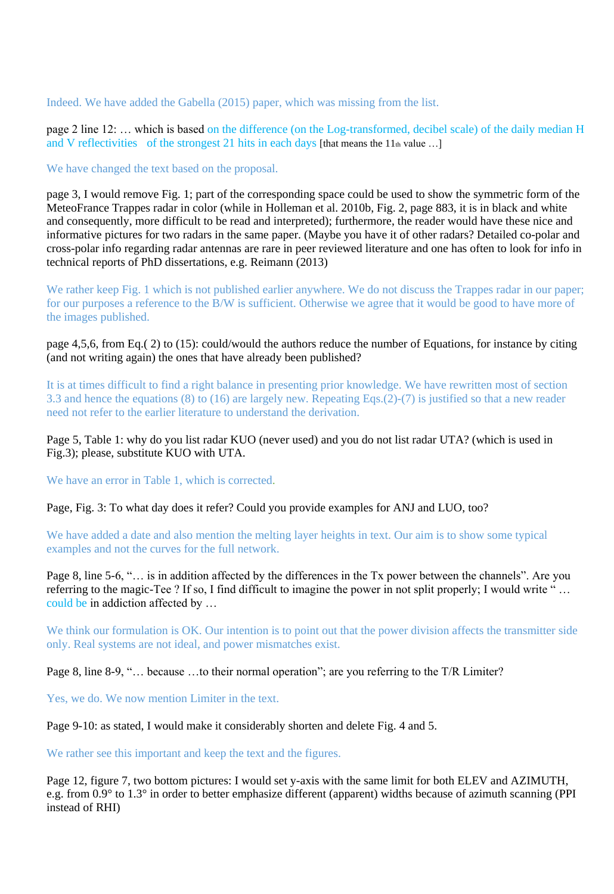Indeed. We have added the Gabella (2015) paper, which was missing from the list.

page 2 line 12: … which is based on the difference (on the Log-transformed, decibel scale) of the daily median H and V reflectivities of the strongest 21 hits in each days [that means the 11th value …]

We have changed the text based on the proposal.

page 3, I would remove Fig. 1; part of the corresponding space could be used to show the symmetric form of the MeteoFrance Trappes radar in color (while in Holleman et al. 2010b, Fig. 2, page 883, it is in black and white and consequently, more difficult to be read and interpreted); furthermore, the reader would have these nice and informative pictures for two radars in the same paper. (Maybe you have it of other radars? Detailed co-polar and cross-polar info regarding radar antennas are rare in peer reviewed literature and one has often to look for info in technical reports of PhD dissertations, e.g. Reimann (2013)

We rather keep Fig. 1 which is not published earlier anywhere. We do not discuss the Trappes radar in our paper; for our purposes a reference to the B/W is sufficient. Otherwise we agree that it would be good to have more of the images published.

page 4,5,6, from Eq.( 2) to (15): could/would the authors reduce the number of Equations, for instance by citing (and not writing again) the ones that have already been published?

It is at times difficult to find a right balance in presenting prior knowledge. We have rewritten most of section 3.3 and hence the equations (8) to (16) are largely new. Repeating Eqs.(2)-(7) is justified so that a new reader need not refer to the earlier literature to understand the derivation.

Page 5, Table 1: why do you list radar KUO (never used) and you do not list radar UTA? (which is used in Fig.3); please, substitute KUO with UTA.

We have an error in Table 1, which is corrected.

Page, Fig. 3: To what day does it refer? Could you provide examples for ANJ and LUO, too?

We have added a date and also mention the melting layer heights in text. Our aim is to show some typical examples and not the curves for the full network.

Page 8, line 5-6, "… is in addition affected by the differences in the Tx power between the channels". Are you referring to the magic-Tee ? If so, I find difficult to imagine the power in not split properly; I would write " … could be in addiction affected by …

We think our formulation is OK. Our intention is to point out that the power division affects the transmitter side only. Real systems are not ideal, and power mismatches exist.

Page 8, line 8-9, "… because …to their normal operation"; are you referring to the T/R Limiter?

Yes, we do. We now mention Limiter in the text.

Page 9-10: as stated, I would make it considerably shorten and delete Fig. 4 and 5.

We rather see this important and keep the text and the figures.

Page 12, figure 7, two bottom pictures: I would set y-axis with the same limit for both ELEV and AZIMUTH, e.g. from 0.9° to 1.3° in order to better emphasize different (apparent) widths because of azimuth scanning (PPI instead of RHI)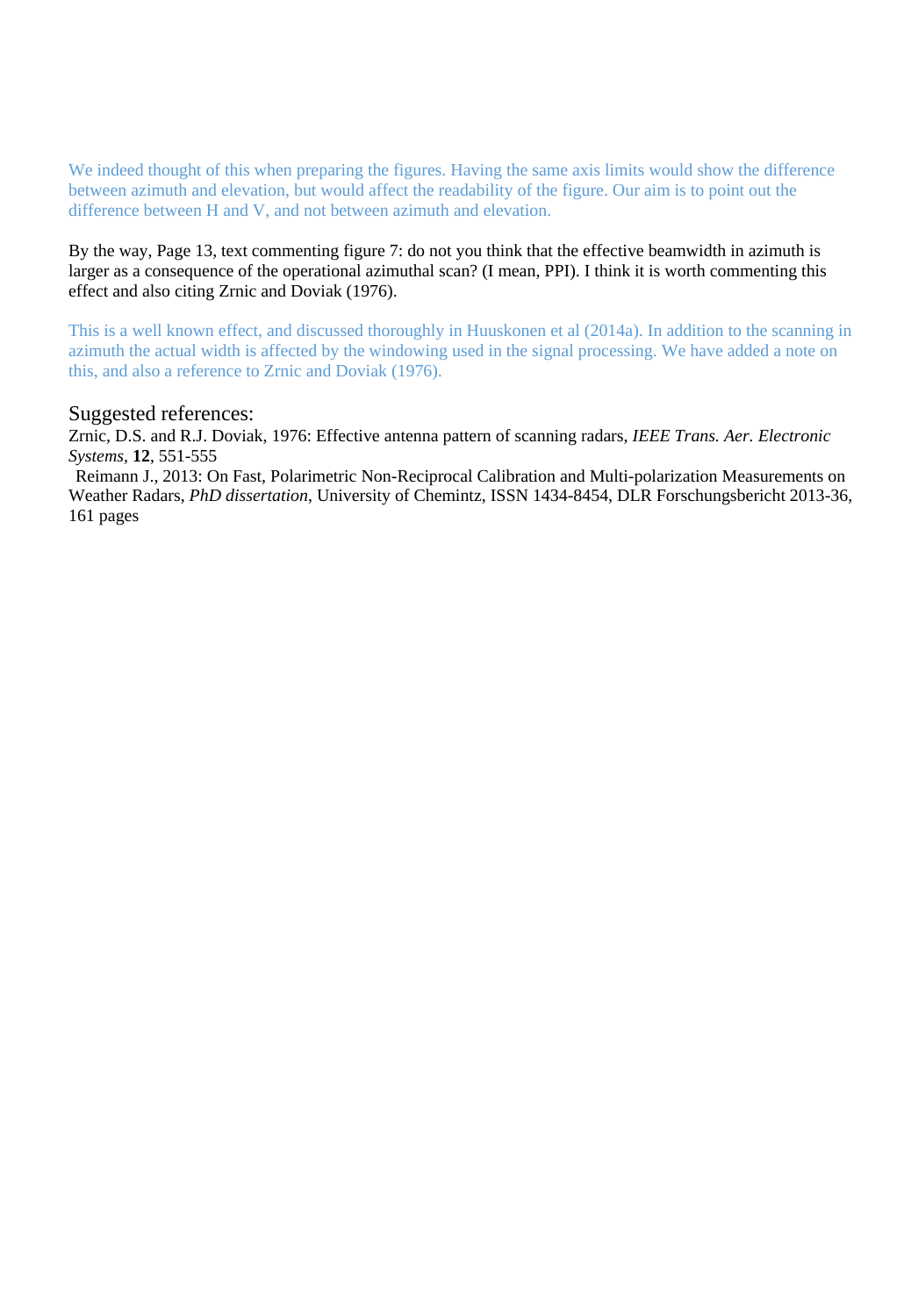We indeed thought of this when preparing the figures. Having the same axis limits would show the difference between azimuth and elevation, but would affect the readability of the figure. Our aim is to point out the difference between H and V, and not between azimuth and elevation.

By the way, Page 13, text commenting figure 7: do not you think that the effective beamwidth in azimuth is larger as a consequence of the operational azimuthal scan? (I mean, PPI). I think it is worth commenting this effect and also citing Zrnic and Doviak (1976).

This is a well known effect, and discussed thoroughly in Huuskonen et al (2014a). In addition to the scanning in azimuth the actual width is affected by the windowing used in the signal processing. We have added a note on this, and also a reference to Zrnic and Doviak (1976).

## Suggested references:

Zrnic, D.S. and R.J. Doviak, 1976: Effective antenna pattern of scanning radars, *IEEE Trans. Aer. Electronic Systems*, **12**, 551-555

Reimann J., 2013: On Fast, Polarimetric Non-Reciprocal Calibration and Multi-polarization Measurements on Weather Radars, *PhD dissertation*, University of Chemintz, ISSN 1434-8454, DLR Forschungsbericht 2013-36, 161 pages